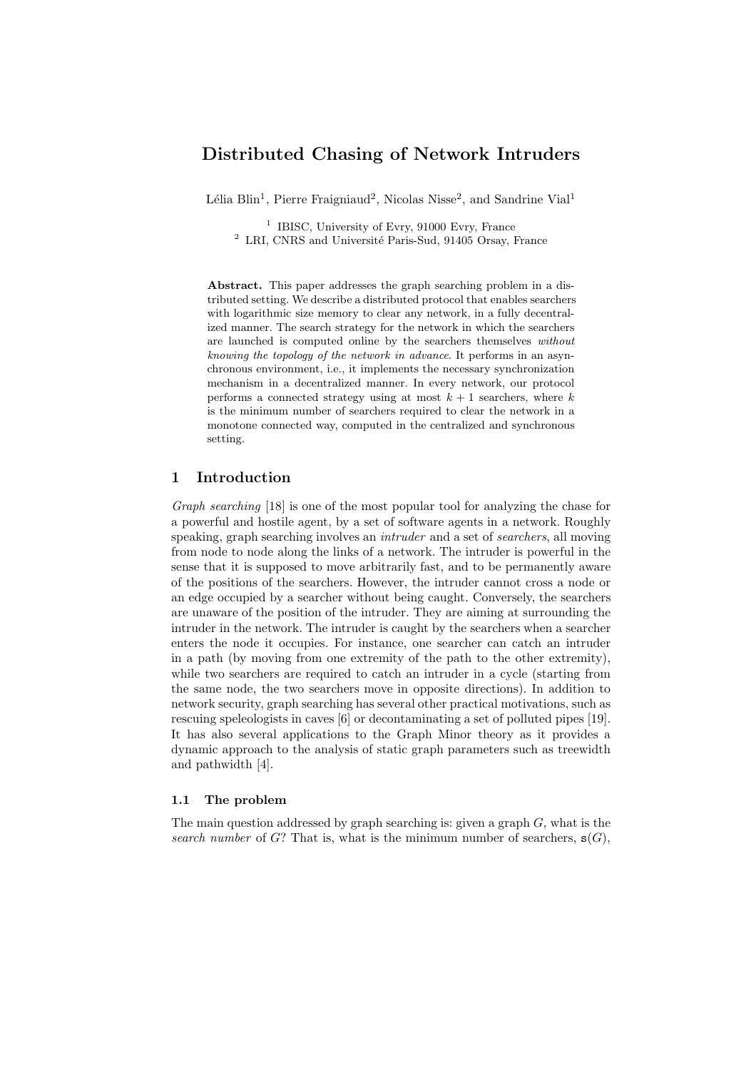# Distributed Chasing of Network Intruders

Lélia Blin[1], Pierre Fraigniaud[2], Nicolas Nisse[2], and Sandrine Vial[1]

[1] IBISC, University of Evry, 91000 Evry, France
[2] LRI, CNRS and Université Paris-Sud, 91405 Orsay, France

**Abstract.** This paper addresses the graph searching problem in a distributed setting. We describe a distributed protocol that enables searchers with logarithmic size memory to clear any network, in a fully decentralized manner. The search strategy for the network in which the searchers are launched is computed online by the searchers themselves *without knowing the topology of the network in advance*. It performs in an asynchronous environment, i.e., it implements the necessary synchronization mechanism in a decentralized manner. In every network, our protocol performs a connected strategy using at most $k + 1$ searchers, where $k$ is the minimum number of searchers required to clear the network in a monotone connected way, computed in the centralized and synchronous setting.

## 1 Introduction

*Graph searching* [18] is one of the most popular tool for analyzing the chase for a powerful and hostile agent, by a set of software agents in a network. Roughly speaking, graph searching involves an *intruder* and a set of *searchers*, all moving from node to node along the links of a network. The intruder is powerful in the sense that it is supposed to move arbitrarily fast, and to be permanently aware of the positions of the searchers. However, the intruder cannot cross a node or an edge occupied by a searcher without being caught. Conversely, the searchers are unaware of the position of the intruder. They are aiming at surrounding the intruder in the network. The intruder is caught by the searchers when a searcher enters the node it occupies. For instance, one searcher can catch an intruder in a path (by moving from one extremity of the path to the other extremity), while two searchers are required to catch an intruder in a cycle (starting from the same node, the two searchers move in opposite directions). In addition to network security, graph searching has several other practical motivations, such as rescuing speleologists in caves [6] or decontaminating a set of polluted pipes [19]. It has also several applications to the Graph Minor theory as it provides a dynamic approach to the analysis of static graph parameters such as treewidth and pathwidth [4].

### 1.1 The problem

The main question addressed by graph searching is: given a graph $G$, what is the *search number* of $G$? That is, what is the minimum number of searchers, $\mathtt{s}(G)$,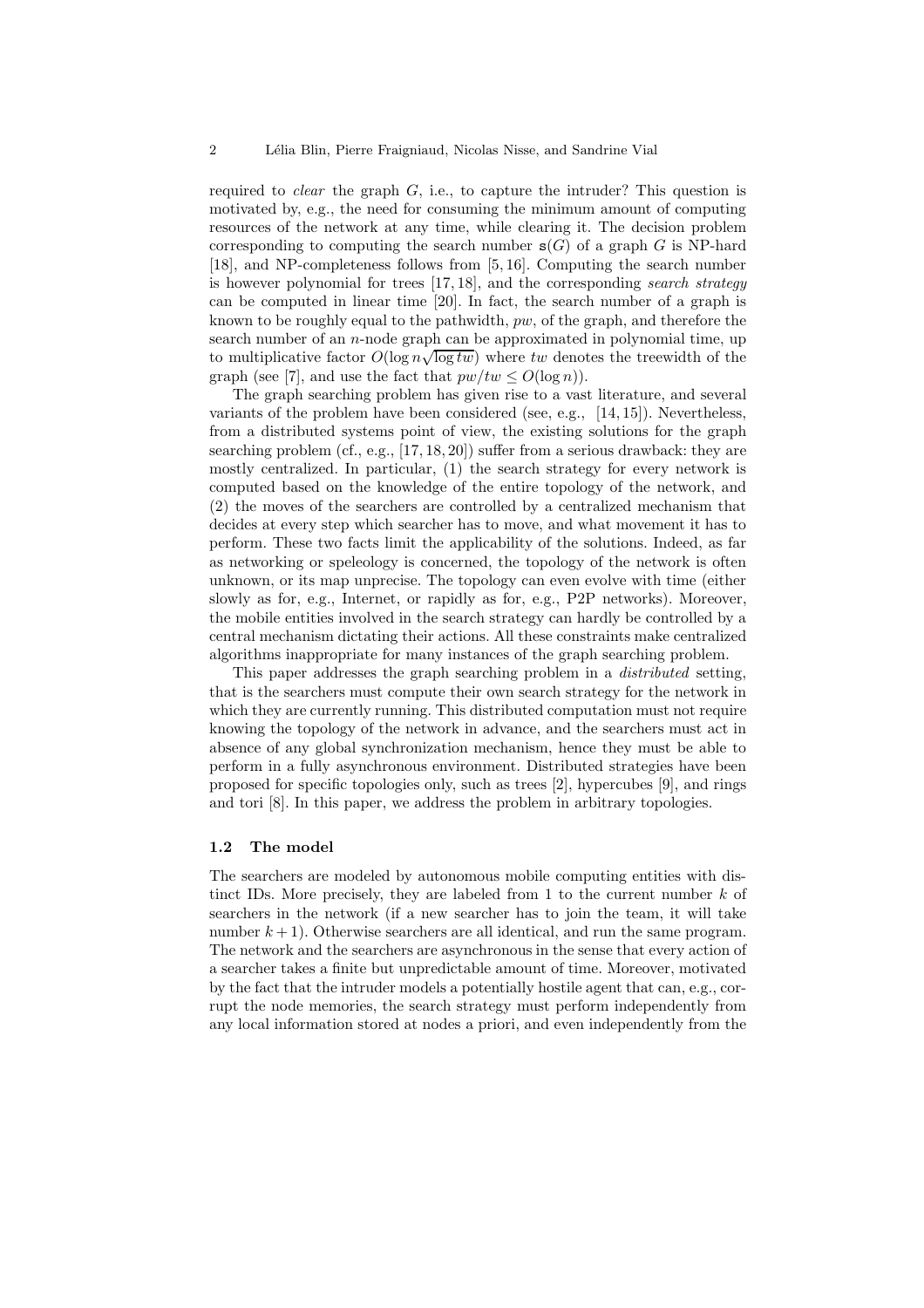required to *clear* the graph $G$, i.e., to capture the intruder? This question is motivated by, e.g., the need for consuming the minimum amount of computing resources of the network at any time, while clearing it. The decision problem corresponding to computing the search number $\mathtt{s}(G)$ of a graph $G$ is NP-hard [18], and NP-completeness follows from [5, 16]. Computing the search number is however polynomial for trees [17, 18], and the corresponding *search strategy* can be computed in linear time [20]. In fact, the search number of a graph is known to be roughly equal to the pathwidth, $pw$, of the graph, and therefore the search number of an $n$-node graph can be approximated in polynomial time, up to multiplicative factor $O(\log n \sqrt{\log tw})$ where $tw$ denotes the treewidth of the graph (see [7], and use the fact that $pw/tw \leq O(\log n)$).

The graph searching problem has given rise to a vast literature, and several variants of the problem have been considered (see, e.g., [14, 15]). Nevertheless, from a distributed systems point of view, the existing solutions for the graph searching problem (cf., e.g., [17, 18, 20]) suffer from a serious drawback: they are mostly centralized. In particular, (1) the search strategy for every network is computed based on the knowledge of the entire topology of the network, and (2) the moves of the searchers are controlled by a centralized mechanism that decides at every step which searcher has to move, and what movement it has to perform. These two facts limit the applicability of the solutions. Indeed, as far as networking or speleology is concerned, the topology of the network is often unknown, or its map unprecise. The topology can even evolve with time (either slowly as for, e.g., Internet, or rapidly as for, e.g., P2P networks). Moreover, the mobile entities involved in the search strategy can hardly be controlled by a central mechanism dictating their actions. All these constraints make centralized algorithms inappropriate for many instances of the graph searching problem.

This paper addresses the graph searching problem in a *distributed* setting, that is the searchers must compute their own search strategy for the network in which they are currently running. This distributed computation must not require knowing the topology of the network in advance, and the searchers must act in absence of any global synchronization mechanism, hence they must be able to perform in a fully asynchronous environment. Distributed strategies have been proposed for specific topologies only, such as trees [2], hypercubes [9], and rings and tori [8]. In this paper, we address the problem in arbitrary topologies.

### 1.2 The model

The searchers are modeled by autonomous mobile computing entities with distinct IDs. More precisely, they are labeled from 1 to the current number $k$ of searchers in the network (if a new searcher has to join the team, it will take number $k + 1$). Otherwise searchers are all identical, and run the same program. The network and the searchers are asynchronous in the sense that every action of a searcher takes a finite but unpredictable amount of time. Moreover, motivated by the fact that the intruder models a potentially hostile agent that can, e.g., corrupt the node memories, the search strategy must perform independently from any local information stored at nodes a priori, and even independently from the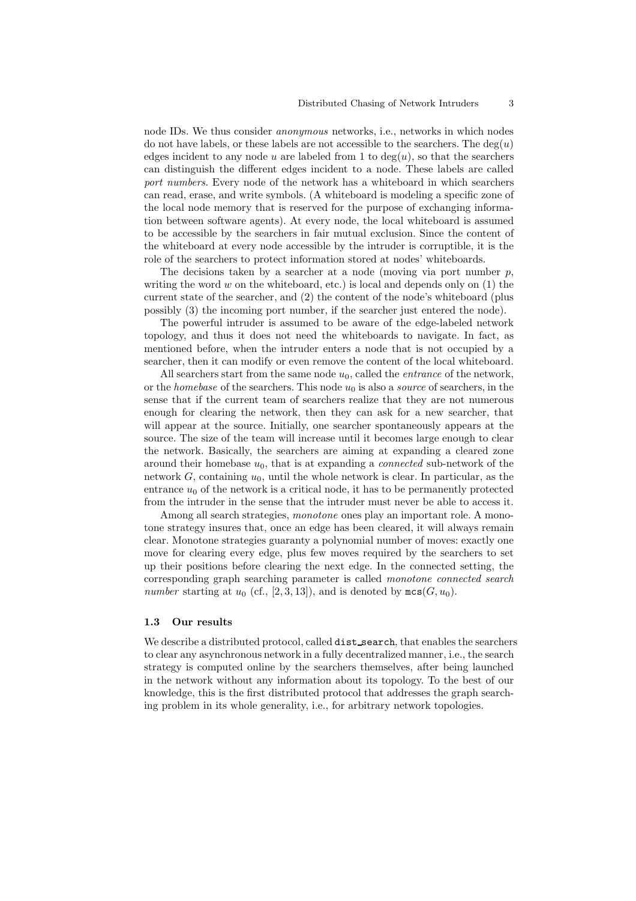node IDs. We thus consider *anonymous* networks, i.e., networks in which nodes do not have labels, or these labels are not accessible to the searchers. The $\deg(u)$ edges incident to any node $u$ are labeled from 1 to $\deg(u)$, so that the searchers can distinguish the different edges incident to a node. These labels are called *port numbers*. Every node of the network has a whiteboard in which searchers can read, erase, and write symbols. (A whiteboard is modeling a specific zone of the local node memory that is reserved for the purpose of exchanging information between software agents). At every node, the local whiteboard is assumed to be accessible by the searchers in fair mutual exclusion. Since the content of the whiteboard at every node accessible by the intruder is corruptible, it is the role of the searchers to protect information stored at nodes' whiteboards.

The decisions taken by a searcher at a node (moving via port number $p$, writing the word $w$ on the whiteboard, etc.) is local and depends only on (1) the current state of the searcher, and (2) the content of the node's whiteboard (plus possibly (3) the incoming port number, if the searcher just entered the node).

The powerful intruder is assumed to be aware of the edge-labeled network topology, and thus it does not need the whiteboards to navigate. In fact, as mentioned before, when the intruder enters a node that is not occupied by a searcher, then it can modify or even remove the content of the local whiteboard.

All searchers start from the same node $u_0$, called the *entrance* of the network, or the *homebase* of the searchers. This node $u_0$ is also a *source* of searchers, in the sense that if the current team of searchers realize that they are not numerous enough for clearing the network, then they can ask for a new searcher, that will appear at the source. Initially, one searcher spontaneously appears at the source. The size of the team will increase until it becomes large enough to clear the network. Basically, the searchers are aiming at expanding a cleared zone around their homebase $u_0$, that is at expanding a *connected* sub-network of the network $G$, containing $u_0$, until the whole network is clear. In particular, as the entrance $u_0$ of the network is a critical node, it has to be permanently protected from the intruder in the sense that the intruder must never be able to access it.

Among all search strategies, *monotone* ones play an important role. A monotone strategy insures that, once an edge has been cleared, it will always remain clear. Monotone strategies guaranty a polynomial number of moves: exactly one move for clearing every edge, plus few moves required by the searchers to set up their positions before clearing the next edge. In the connected setting, the corresponding graph searching parameter is called *monotone connected search number* starting at $u_0$ (cf., [2, 3, 13]), and is denoted by $\texttt{mcs}(G, u_0)$.

### 1.3 Our results

We describe a distributed protocol, called `dist_search`, that enables the searchers to clear any asynchronous network in a fully decentralized manner, i.e., the search strategy is computed online by the searchers themselves, after being launched in the network without any information about its topology. To the best of our knowledge, this is the first distributed protocol that addresses the graph searching problem in its whole generality, i.e., for arbitrary network topologies.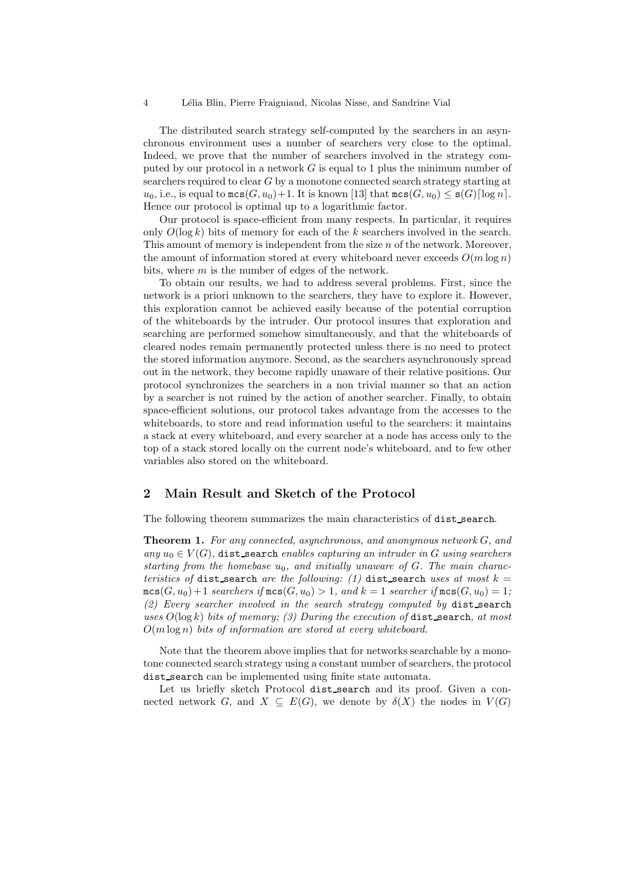The distributed search strategy self-computed by the searchers in an asynchronous environment uses a number of searchers very close to the optimal. Indeed, we prove that the number of searchers involved in the strategy computed by our protocol in a network $G$ is equal to 1 plus the minimum number of searchers required to clear $G$ by a monotone connected search strategy starting at $u_0$, i.e., is equal to $\mathtt{mcs}(G, u_0)+1$. It is known [13] that $\mathtt{mcs}(G, u_0) \leq \mathtt{s}(G)\lceil \log n \rceil$. Hence our protocol is optimal up to a logarithmic factor.

Our protocol is space-efficient from many respects. In particular, it requires only $O(\log k)$ bits of memory for each of the $k$ searchers involved in the search. This amount of memory is independent from the size $n$ of the network. Moreover, the amount of information stored at every whiteboard never exceeds $O(m \log n)$ bits, where $m$ is the number of edges of the network.

To obtain our results, we had to address several problems. First, since the network is a priori unknown to the searchers, they have to explore it. However, this exploration cannot be achieved easily because of the potential corruption of the whiteboards by the intruder. Our protocol insures that exploration and searching are performed somehow simultaneously, and that the whiteboards of cleared nodes remain permanently protected unless there is no need to protect the stored information anymore. Second, as the searchers asynchronously spread out in the network, they become rapidly unaware of their relative positions. Our protocol synchronizes the searchers in a non trivial manner so that an action by a searcher is not ruined by the action of another searcher. Finally, to obtain space-efficient solutions, our protocol takes advantage from the accesses to the whiteboards, to store and read information useful to the searchers: it maintains a stack at every whiteboard, and every searcher at a node has access only to the top of a stack stored locally on the current node's whiteboard, and to few other variables also stored on the whiteboard.

## 2 Main Result and Sketch of the Protocol

The following theorem summarizes the main characteristics of `dist_search`.

**Theorem 1.** *For any connected, asynchronous, and anonymous network $G$, and any $u_0 \in V(G)$,* `dist_search` *enables capturing an intruder in $G$ using searchers starting from the homebase $u_0$, and initially unaware of $G$. The main characteristics of* `dist_search` *are the following: (1)* `dist_search` *uses at most $k = \mathtt{mcs}(G, u_0)+1$ searchers if $\mathtt{mcs}(G, u_0) > 1$, and $k = 1$ searcher if $\mathtt{mcs}(G, u_0) = 1$; (2) Every searcher involved in the search strategy computed by* `dist_search` *uses $O(\log k)$ bits of memory; (3) During the execution of* `dist_search`*, at most $O(m \log n)$ bits of information are stored at every whiteboard.*

Note that the theorem above implies that for networks searchable by a monotone connected search strategy using a constant number of searchers, the protocol `dist_search` can be implemented using finite state automata.

Let us briefly sketch Protocol `dist_search` and its proof. Given a connected network $G$, and $X \subseteq E(G)$, we denote by $\delta(X)$ the nodes in $V(G)$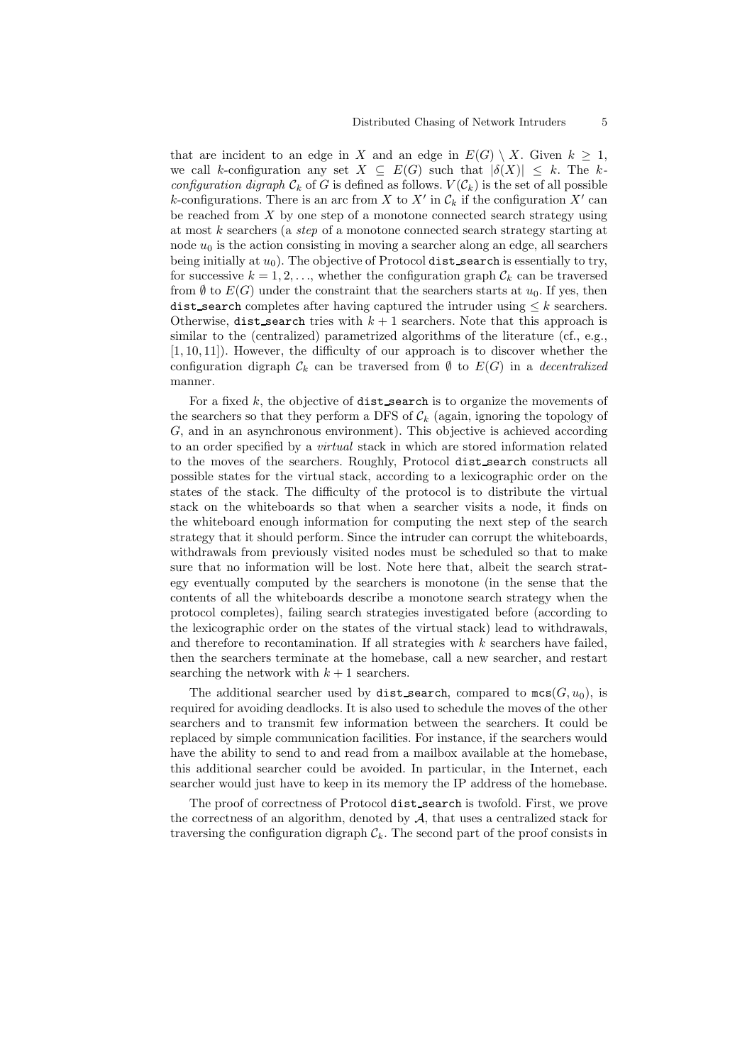that are incident to an edge in $X$ and an edge in $E(G) \setminus X$. Given $k \geq 1$, we call $k$-configuration any set $X \subseteq E(G)$ such that $|\delta(X)| \leq k$. The *$k$-configuration digraph* $\mathcal{C}_k$ of $G$ is defined as follows. $V(\mathcal{C}_k)$ is the set of all possible $k$-configurations. There is an arc from $X$ to $X'$ in $\mathcal{C}_k$ if the configuration $X'$ can be reached from $X$ by one step of a monotone connected search strategy using at most $k$ searchers (a *step* of a monotone connected search strategy starting at node $u_0$ is the action consisting in moving a searcher along an edge, all searchers being initially at $u_0$). The objective of Protocol `dist_search` is essentially to try, for successive $k = 1, 2, \ldots$, whether the configuration graph $\mathcal{C}_k$ can be traversed from $\emptyset$ to $E(G)$ under the constraint that the searchers starts at $u_0$. If yes, then `dist_search` completes after having captured the intruder using $\leq k$ searchers. Otherwise, `dist_search` tries with $k+1$ searchers. Note that this approach is similar to the (centralized) parametrized algorithms of the literature (cf., e.g., [1, 10, 11]). However, the difficulty of our approach is to discover whether the configuration digraph $\mathcal{C}_k$ can be traversed from $\emptyset$ to $E(G)$ in a *decentralized* manner.

For a fixed $k$, the objective of `dist_search` is to organize the movements of the searchers so that they perform a DFS of $\mathcal{C}_k$ (again, ignoring the topology of $G$, and in an asynchronous environment). This objective is achieved according to an order specified by a *virtual* stack in which are stored information related to the moves of the searchers. Roughly, Protocol `dist_search` constructs all possible states for the virtual stack, according to a lexicographic order on the states of the stack. The difficulty of the protocol is to distribute the virtual stack on the whiteboards so that when a searcher visits a node, it finds on the whiteboard enough information for computing the next step of the search strategy that it should perform. Since the intruder can corrupt the whiteboards, withdrawals from previously visited nodes must be scheduled so that to make sure that no information will be lost. Note here that, albeit the search strategy eventually computed by the searchers is monotone (in the sense that the contents of all the whiteboards describe a monotone search strategy when the protocol completes), failing search strategies investigated before (according to the lexicographic order on the states of the virtual stack) lead to withdrawals, and therefore to recontamination. If all strategies with $k$ searchers have failed, then the searchers terminate at the homebase, call a new searcher, and restart searching the network with $k+1$ searchers.

The additional searcher used by `dist_search`, compared to $\texttt{mcs}(G, u_0)$, is required for avoiding deadlocks. It is also used to schedule the moves of the other searchers and to transmit few information between the searchers. It could be replaced by simple communication facilities. For instance, if the searchers would have the ability to send to and read from a mailbox available at the homebase, this additional searcher could be avoided. In particular, in the Internet, each searcher would just have to keep in its memory the IP address of the homebase.

The proof of correctness of Protocol `dist_search` is twofold. First, we prove the correctness of an algorithm, denoted by $\mathcal{A}$, that uses a centralized stack for traversing the configuration digraph $\mathcal{C}_k$. The second part of the proof consists in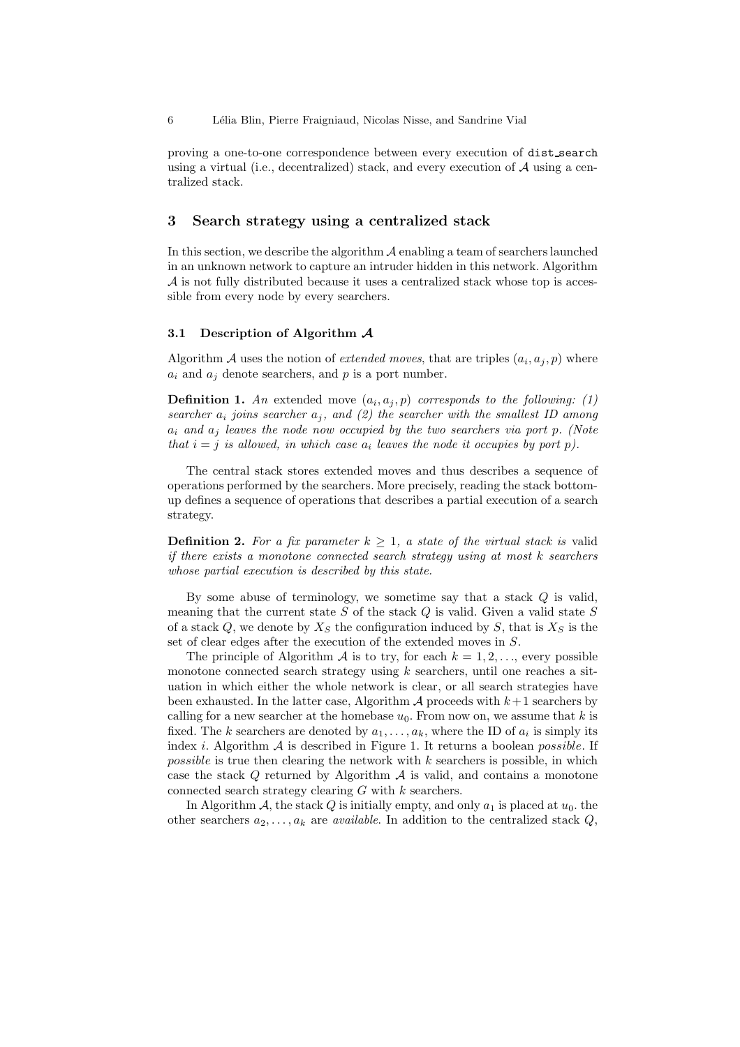proving a one-to-one correspondence between every execution of `dist_search` using a virtual (i.e., decentralized) stack, and every execution of $\mathcal{A}$ using a centralized stack.

## 3 Search strategy using a centralized stack

In this section, we describe the algorithm $\mathcal{A}$ enabling a team of searchers launched in an unknown network to capture an intruder hidden in this network. Algorithm $\mathcal{A}$ is not fully distributed because it uses a centralized stack whose top is accessible from every node by every searchers.

### 3.1 Description of Algorithm $\mathcal{A}$

Algorithm $\mathcal{A}$ uses the notion of *extended moves*, that are triples $(a_i, a_j, p)$ where $a_i$ and $a_j$ denote searchers, and $p$ is a port number.

**Definition 1.** *An* extended move $(a_i, a_j, p)$ *corresponds to the following: (1) searcher $a_i$ joins searcher $a_j$, and (2) the searcher with the smallest ID among $a_i$ and $a_j$ leaves the node now occupied by the two searchers via port $p$. (Note that $i = j$ is allowed, in which case $a_i$ leaves the node it occupies by port $p$).*

The central stack stores extended moves and thus describes a sequence of operations performed by the searchers. More precisely, reading the stack bottom-up defines a sequence of operations that describes a partial execution of a search strategy.

**Definition 2.** *For a fix parameter $k \geq 1$, a state of the virtual stack is* valid *if there exists a monotone connected search strategy using at most $k$ searchers whose partial execution is described by this state.*

By some abuse of terminology, we sometime say that a stack $Q$ is valid, meaning that the current state $S$ of the stack $Q$ is valid. Given a valid state $S$ of a stack $Q$, we denote by $X_S$ the configuration induced by $S$, that is $X_S$ is the set of clear edges after the execution of the extended moves in $S$.

The principle of Algorithm $\mathcal{A}$ is to try, for each $k = 1, 2, \ldots$, every possible monotone connected search strategy using $k$ searchers, until one reaches a situation in which either the whole network is clear, or all search strategies have been exhausted. In the latter case, Algorithm $\mathcal{A}$ proceeds with $k+1$ searchers by calling for a new searcher at the homebase $u_0$. From now on, we assume that $k$ is fixed. The $k$ searchers are denoted by $a_1, \ldots, a_k$, where the ID of $a_i$ is simply its index $i$. Algorithm $\mathcal{A}$ is described in Figure 1. It returns a boolean *possible*. If *possible* is true then clearing the network with $k$ searchers is possible, in which case the stack $Q$ returned by Algorithm $\mathcal{A}$ is valid, and contains a monotone connected search strategy clearing $G$ with $k$ searchers.

In Algorithm $\mathcal{A}$, the stack $Q$ is initially empty, and only $a_1$ is placed at $u_0$. the other searchers $a_2, \ldots, a_k$ are *available*. In addition to the centralized stack $Q$,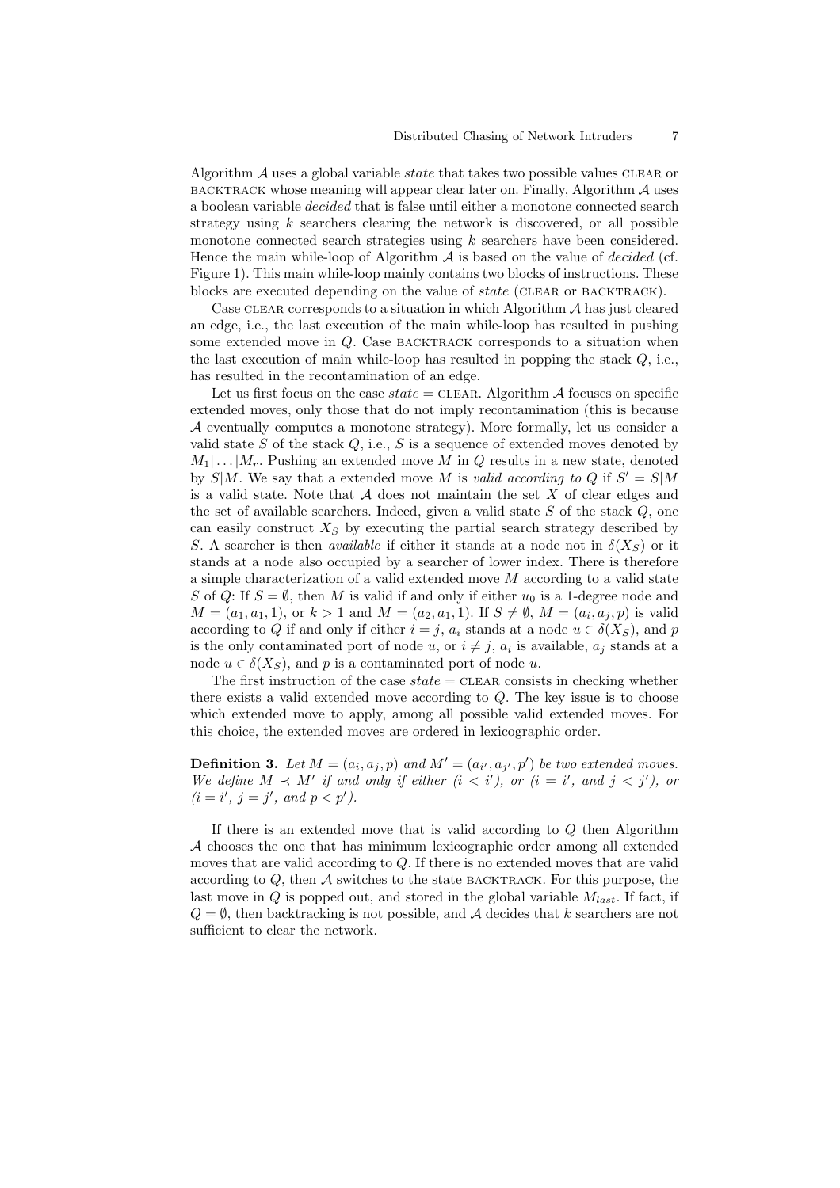Algorithm $\mathcal{A}$ uses a global variable *state* that takes two possible values CLEAR or BACKTRACK whose meaning will appear clear later on. Finally, Algorithm $\mathcal{A}$ uses a boolean variable *decided* that is false until either a monotone connected search strategy using $k$ searchers clearing the network is discovered, or all possible monotone connected search strategies using $k$ searchers have been considered. Hence the main while-loop of Algorithm $\mathcal{A}$ is based on the value of *decided* (cf. Figure 1). This main while-loop mainly contains two blocks of instructions. These blocks are executed depending on the value of *state* (CLEAR or BACKTRACK).

Case CLEAR corresponds to a situation in which Algorithm $\mathcal{A}$ has just cleared an edge, i.e., the last execution of the main while-loop has resulted in pushing some extended move in $Q$. Case BACKTRACK corresponds to a situation when the last execution of main while-loop has resulted in popping the stack $Q$, i.e., has resulted in the recontamination of an edge.

Let us first focus on the case $state = \text{CLEAR}$. Algorithm $\mathcal{A}$ focuses on specific extended moves, only those that do not imply recontamination (this is because $\mathcal{A}$ eventually computes a monotone strategy). More formally, let us consider a valid state $S$ of the stack $Q$, i.e., $S$ is a sequence of extended moves denoted by $M_1|\dots|M_r$. Pushing an extended move $M$ in $Q$ results in a new state, denoted by $S|M$. We say that a extended move $M$ is *valid according to* $Q$ if $S' = S|M$ is a valid state. Note that $\mathcal{A}$ does not maintain the set $X$ of clear edges and the set of available searchers. Indeed, given a valid state $S$ of the stack $Q$, one can easily construct $X_S$ by executing the partial search strategy described by $S$. A searcher is then *available* if either it stands at a node not in $\delta(X_S)$ or it stands at a node also occupied by a searcher of lower index. There is therefore a simple characterization of a valid extended move $M$ according to a valid state $S$ of $Q$: If $S = \emptyset$, then $M$ is valid if and only if either $u_0$ is a 1-degree node and $M = (a_1, a_1, 1)$, or $k > 1$ and $M = (a_2, a_1, 1)$. If $S \neq \emptyset$, $M = (a_i, a_j, p)$ is valid according to $Q$ if and only if either $i = j$, $a_i$ stands at a node $u \in \delta(X_S)$, and $p$ is the only contaminated port of node $u$, or $i \neq j$, $a_i$ is available, $a_j$ stands at a node $u \in \delta(X_S)$, and $p$ is a contaminated port of node $u$.

The first instruction of the case $state = \text{CLEAR}$ consists in checking whether there exists a valid extended move according to $Q$. The key issue is to choose which extended move to apply, among all possible valid extended moves. For this choice, the extended moves are ordered in lexicographic order.

**Definition 3.** *Let $M = (a_i, a_j, p)$ and $M' = (a_{i'}, a_{j'}, p')$ be two extended moves. We define $M \prec M'$ if and only if either ($i < i'$), or ($i = i'$, and $j < j'$), or ($i = i'$, $j = j'$, and $p < p'$).*

If there is an extended move that is valid according to $Q$ then Algorithm $\mathcal{A}$ chooses the one that has minimum lexicographic order among all extended moves that are valid according to $Q$. If there is no extended moves that are valid according to $Q$, then $\mathcal{A}$ switches to the state BACKTRACK. For this purpose, the last move in $Q$ is popped out, and stored in the global variable $M_{last}$. If fact, if $Q = \emptyset$, then backtracking is not possible, and $\mathcal{A}$ decides that $k$ searchers are not sufficient to clear the network.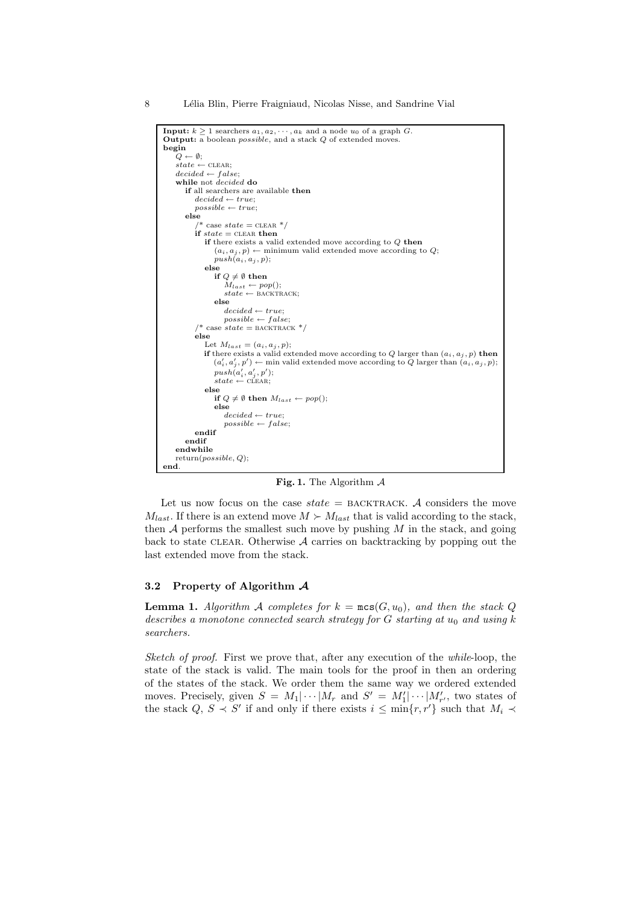```
Input: k ≥ 1 searchers a_1, a_2, ···, a_k and a node u_0 of a graph G.
Output: a boolean possible, and a stack Q of extended moves.
begin
    Q ← ∅;
    state ← CLEAR;
    decided ← false;
    while not decided do
        if all searchers are available then
            decided ← true;
            possible ← true;
        else
            /* case state = CLEAR */
            if state = CLEAR then
                if there exists a valid extended move according to Q then
                    (a_i, a_j, p) ← minimum valid extended move according to Q;
                    push(a_i, a_j, p);
                else
                    if Q ≠ ∅ then
                        M_last ← pop();
                        state ← BACKTRACK;
                    else
                        decided ← true;
                        possible ← false;
            /* case state = BACKTRACK */
            else
                Let M_last = (a_i, a_j, p);
                if there exists a valid extended move according to Q larger than (a_i, a_j, p) then
                    (a'_i, a'_j, p') ← min valid extended move according to Q larger than (a_i, a_j, p);
                    push(a'_i, a'_j, p');
                    state ← CLEAR;
                else
                    if Q ≠ ∅ then M_last ← pop();
                    else
                        decided ← true;
                        possible ← false;
            endif
        endif
    endwhile
    return(possible, Q);
end.
```

**Fig. 1.** The Algorithm $\mathcal{A}$

Let us now focus on the case $state$ = BACKTRACK. $\mathcal{A}$ considers the move $M_{last}$. If there is an extend move $M \succ M_{last}$ that is valid according to the stack, then $\mathcal{A}$ performs the smallest such move by pushing $M$ in the stack, and going back to state CLEAR. Otherwise $\mathcal{A}$ carries on backtracking by popping out the last extended move from the stack.

### 3.2 Property of Algorithm $\mathcal{A}$

**Lemma 1.** *Algorithm $\mathcal{A}$ completes for $k = \texttt{mcs}(G, u_0)$, and then the stack $Q$ describes a monotone connected search strategy for $G$ starting at $u_0$ and using $k$ searchers.*

*Sketch of proof.* First we prove that, after any execution of the *while*-loop, the state of the stack is valid. The main tools for the proof in then an ordering of the states of the stack. We order them the same way we ordered extended moves. Precisely, given $S = M_1|\cdots|M_r$ and $S' = M'_1|\cdots|M'_{r'}$, two states of the stack $Q$, $S \prec S'$ if and only if there exists $i \leq \min\{r, r'\}$ such that $M_i \prec$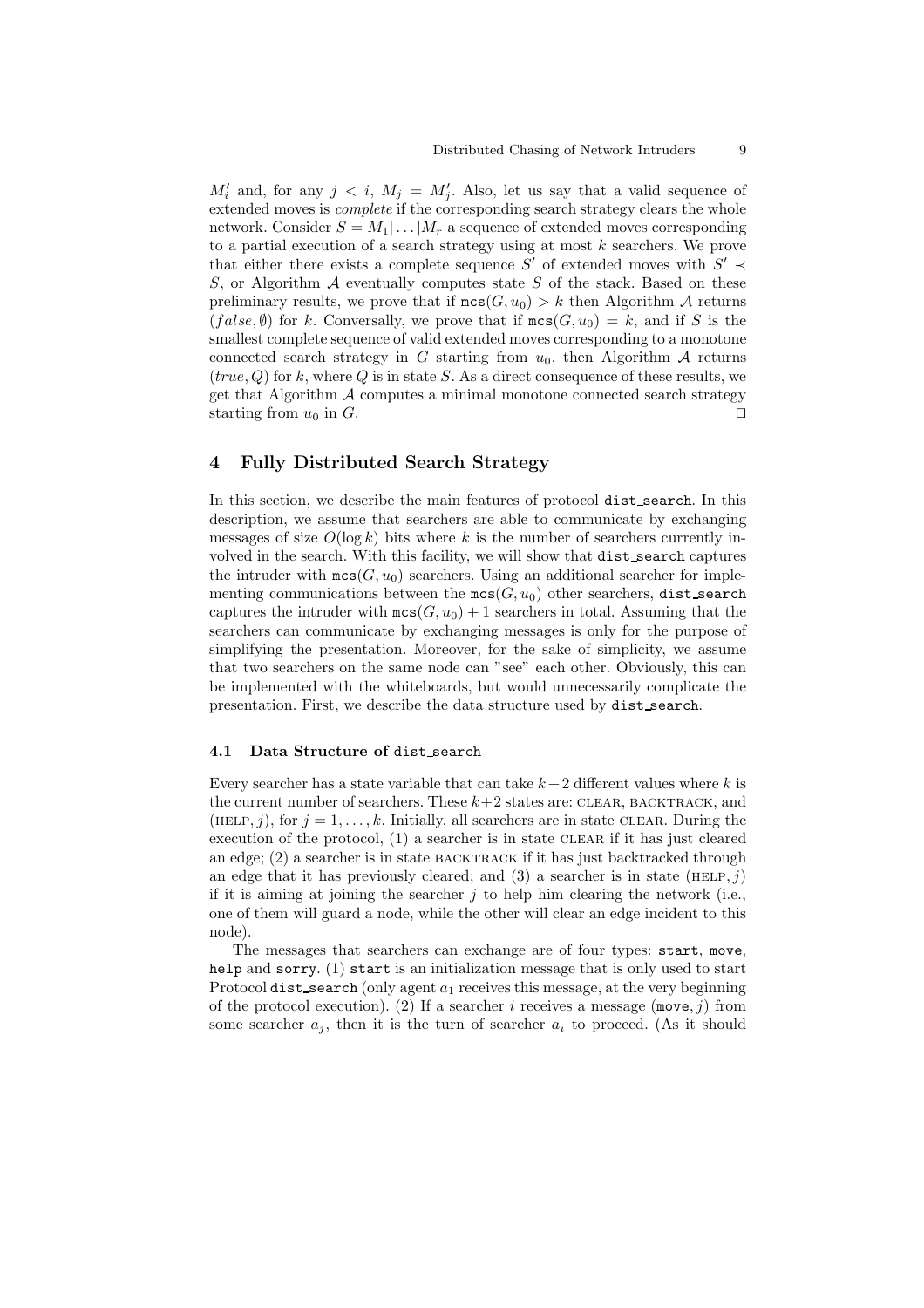$M'_i$ and, for any $j < i$, $M_j = M'_j$. Also, let us say that a valid sequence of extended moves is *complete* if the corresponding search strategy clears the whole network. Consider $S = M_1|\ldots|M_r$ a sequence of extended moves corresponding to a partial execution of a search strategy using at most $k$ searchers. We prove that either there exists a complete sequence $S'$ of extended moves with $S' \prec S$, or Algorithm $\mathcal{A}$ eventually computes state $S$ of the stack. Based on these preliminary results, we prove that if $\mathtt{mcs}(G, u_0) > k$ then Algorithm $\mathcal{A}$ returns $(false, \emptyset)$ for $k$. Conversally, we prove that if $\mathtt{mcs}(G, u_0) = k$, and if $S$ is the smallest complete sequence of valid extended moves corresponding to a monotone connected search strategy in $G$ starting from $u_0$, then Algorithm $\mathcal{A}$ returns $(true, Q)$ for $k$, where $Q$ is in state $S$. As a direct consequence of these results, we get that Algorithm $\mathcal{A}$ computes a minimal monotone connected search strategy starting from $u_0$ in $G$. ◻

## 4 Fully Distributed Search Strategy

In this section, we describe the main features of protocol `dist_search`. In this description, we assume that searchers are able to communicate by exchanging messages of size $O(\log k)$ bits where $k$ is the number of searchers currently involved in the search. With this facility, we will show that `dist_search` captures the intruder with $\mathtt{mcs}(G, u_0)$ searchers. Using an additional searcher for implementing communications between the $\mathtt{mcs}(G, u_0)$ other searchers, `dist_search` captures the intruder with $\mathtt{mcs}(G, u_0) + 1$ searchers in total. Assuming that the searchers can communicate by exchanging messages is only for the purpose of simplifying the presentation. Moreover, for the sake of simplicity, we assume that two searchers on the same node can "see" each other. Obviously, this can be implemented with the whiteboards, but would unnecessarily complicate the presentation. First, we describe the data structure used by `dist_search`.

### 4.1 Data Structure of `dist_search`

Every searcher has a state variable that can take $k+2$ different values where $k$ is the current number of searchers. These $k+2$ states are: CLEAR, BACKTRACK, and (HELP, $j$), for $j = 1, \ldots, k$. Initially, all searchers are in state CLEAR. During the execution of the protocol, (1) a searcher is in state CLEAR if it has just cleared an edge; (2) a searcher is in state BACKTRACK if it has just backtracked through an edge that it has previously cleared; and (3) a searcher is in state (HELP, $j$) if it is aiming at joining the searcher $j$ to help him clearing the network (i.e., one of them will guard a node, while the other will clear an edge incident to this node).

The messages that searchers can exchange are of four types: `start`, `move`, `help` and `sorry`. (1) `start` is an initialization message that is only used to start Protocol `dist_search` (only agent $a_1$ receives this message, at the very beginning of the protocol execution). (2) If a searcher $i$ receives a message (`move`, $j$) from some searcher $a_j$, then it is the turn of searcher $a_i$ to proceed. (As it should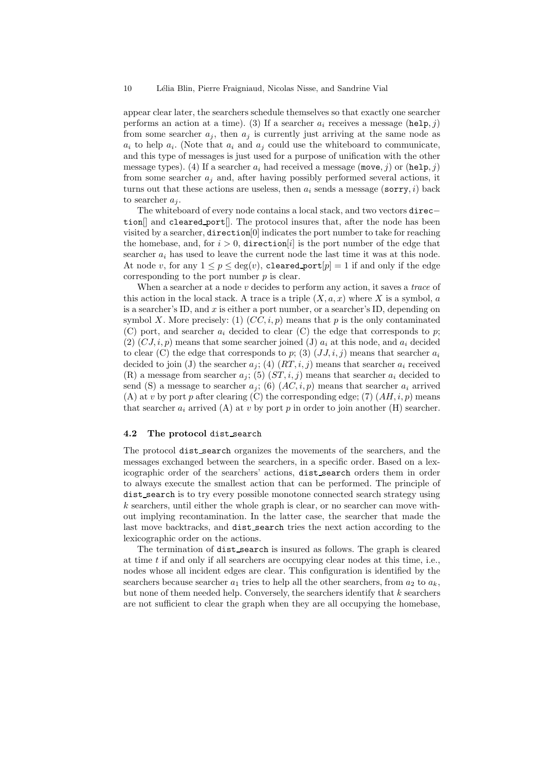appear clear later, the searchers schedule themselves so that exactly one searcher performs an action at a time). (3) If a searcher $a_i$ receives a message (`help`, $j$) from some searcher $a_j$, then $a_j$ is currently just arriving at the same node as $a_i$ to help $a_i$. (Note that $a_i$ and $a_j$ could use the whiteboard to communicate, and this type of messages is just used for a purpose of unification with the other message types). (4) If a searcher $a_i$ had received a message (`move`, $j$) or (`help`, $j$) from some searcher $a_j$ and, after having possibly performed several actions, it turns out that these actions are useless, then $a_i$ sends a message (`sorry`, $i$) back to searcher $a_j$.

The whiteboard of every node contains a local stack, and two vectors `direction[]` and `cleared_port[]`. The protocol insures that, after the node has been visited by a searcher, `direction[0]` indicates the port number to take for reaching the homebase, and, for $i > 0$, `direction[`$i$`]` is the port number of the edge that searcher $a_i$ has used to leave the current node the last time it was at this node. At node $v$, for any $1 \leq p \leq \deg(v)$, `cleared_port[`$p$`]` $= 1$ if and only if the edge corresponding to the port number $p$ is clear.

When a searcher at a node $v$ decides to perform any action, it saves a *trace* of this action in the local stack. A trace is a triple $(X, a, x)$ where $X$ is a symbol, $a$ is a searcher's ID, and $x$ is either a port number, or a searcher's ID, depending on symbol $X$. More precisely: (1) $(CC, i, p)$ means that $p$ is the only contaminated (C) port, and searcher $a_i$ decided to clear (C) the edge that corresponds to $p$; (2) $(CJ, i, p)$ means that some searcher joined (J) $a_i$ at this node, and $a_i$ decided to clear (C) the edge that corresponds to $p$; (3) $(JJ, i, j)$ means that searcher $a_i$ decided to join (J) the searcher $a_j$; (4) $(RT, i, j)$ means that searcher $a_i$ received (R) a message from searcher $a_j$; (5) $(ST, i, j)$ means that searcher $a_i$ decided to send (S) a message to searcher $a_j$; (6) $(AC, i, p)$ means that searcher $a_i$ arrived (A) at $v$ by port $p$ after clearing (C) the corresponding edge; (7) $(AH, i, p)$ means that searcher $a_i$ arrived (A) at $v$ by port $p$ in order to join another (H) searcher.

### 4.2 The protocol `dist_search`

The protocol `dist_search` organizes the movements of the searchers, and the messages exchanged between the searchers, in a specific order. Based on a lexicographic order of the searchers' actions, `dist_search` orders them in order to always execute the smallest action that can be performed. The principle of `dist_search` is to try every possible monotone connected search strategy using $k$ searchers, until either the whole graph is clear, or no searcher can move without implying recontamination. In the latter case, the searcher that made the last move backtracks, and `dist_search` tries the next action according to the lexicographic order on the actions.

The termination of `dist_search` is insured as follows. The graph is cleared at time $t$ if and only if all searchers are occupying clear nodes at this time, i.e., nodes whose all incident edges are clear. This configuration is identified by the searchers because searcher $a_1$ tries to help all the other searchers, from $a_2$ to $a_k$, but none of them needed help. Conversely, the searchers identify that $k$ searchers are not sufficient to clear the graph when they are all occupying the homebase,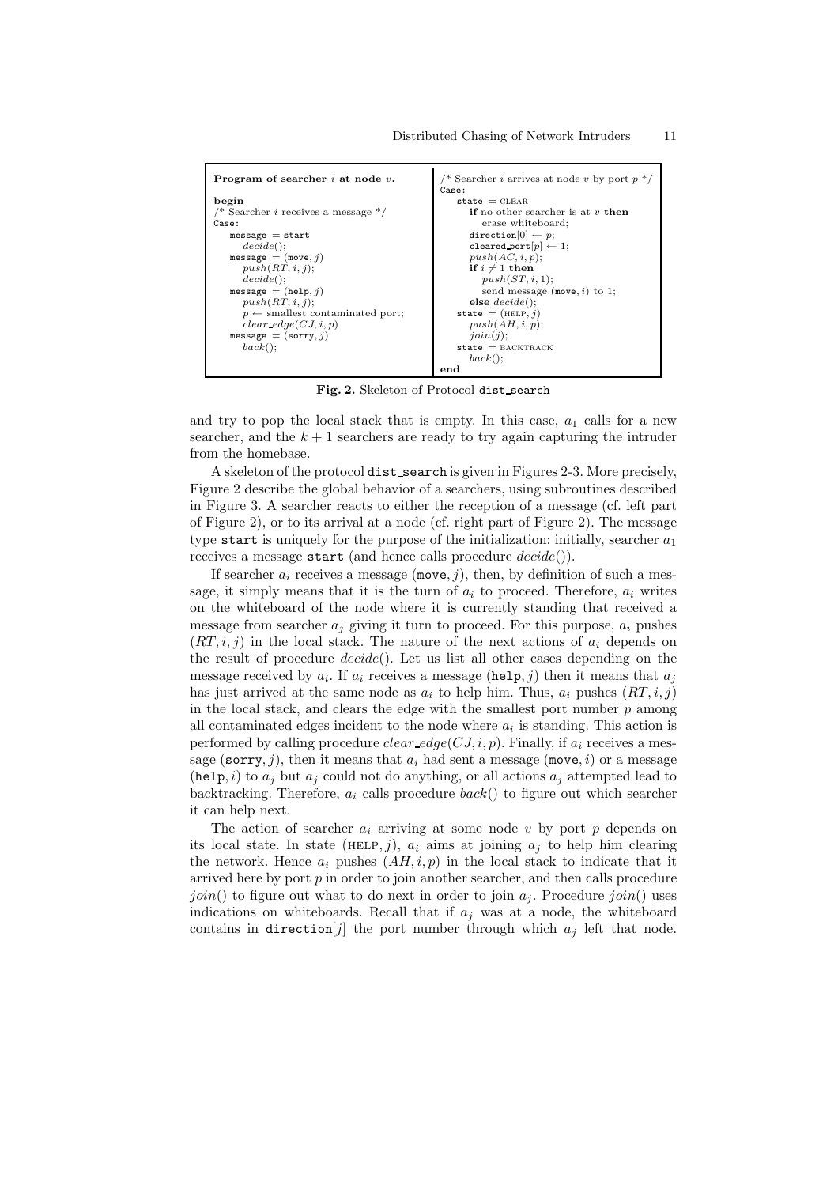```
Program of searcher i at node v.                 /* Searcher i arrives at node v by port p */
                                                 Case:
begin                                              state = CLEAR
/* Searcher i receives a message */                  if no other searcher is at v then
Case:                                                  erase whiteboard;
  message = start                                    direction[0] ← p;
    decide();                                        cleared_port[p] ← 1;
  message = (move, j)                                push(AC, i, p);
    push(RT, i, j);                                  if i ≠ 1 then
    decide();                                          push(ST, i, 1);
  message = (help, j)                                  send message (move, i) to 1;
    push(RT, i, j);                                  else decide();
    p ← smallest contaminated port;                state = (HELP, j)
    clear_edge(CJ, i, p)                             push(AH, i, p);
  message = (sorry, j)                               join(j);
    back();                                        state = BACKTRACK
                                                     back();
                                                 end
```

**Fig. 2.** Skeleton of Protocol dist_search

and try to pop the local stack that is empty. In this case, $a_1$ calls for a new searcher, and the $k+1$ searchers are ready to try again capturing the intruder from the homebase.

A skeleton of the protocol dist_search is given in Figures 2-3. More precisely, Figure 2 describe the global behavior of a searchers, using subroutines described in Figure 3. A searcher reacts to either the reception of a message (cf. left part of Figure 2), or to its arrival at a node (cf. right part of Figure 2). The message type start is uniquely for the purpose of the initialization: initially, searcher $a_1$ receives a message start (and hence calls procedure *decide*()).

If searcher $a_i$ receives a message (move, $j$), then, by definition of such a message, it simply means that it is the turn of $a_i$ to proceed. Therefore, $a_i$ writes on the whiteboard of the node where it is currently standing that received a message from searcher $a_j$ giving it turn to proceed. For this purpose, $a_i$ pushes $(RT, i, j)$ in the local stack. The nature of the next actions of $a_i$ depends on the result of procedure *decide*(). Let us list all other cases depending on the message received by $a_i$. If $a_i$ receives a message (help, $j$) then it means that $a_j$ has just arrived at the same node as $a_i$ to help him. Thus, $a_i$ pushes $(RT, i, j)$ in the local stack, and clears the edge with the smallest port number $p$ among all contaminated edges incident to the node where $a_i$ is standing. This action is performed by calling procedure $clear\_edge(CJ, i, p)$. Finally, if $a_i$ receives a message (sorry, $j$), then it means that $a_i$ had sent a message (move, $i$) or a message (help, $i$) to $a_j$ but $a_j$ could not do anything, or all actions $a_j$ attempted lead to backtracking. Therefore, $a_i$ calls procedure *back*() to figure out which searcher it can help next.

The action of searcher $a_i$ arriving at some node $v$ by port $p$ depends on its local state. In state (HELP, $j$), $a_i$ aims at joining $a_j$ to help him clearing the network. Hence $a_i$ pushes $(AH, i, p)$ in the local stack to indicate that it arrived here by port $p$ in order to join another searcher, and then calls procedure *join*() to figure out what to do next in order to join $a_j$. Procedure *join*() uses indications on whiteboards. Recall that if $a_j$ was at a node, the whiteboard contains in direction[$j$] the port number through which $a_j$ left that node.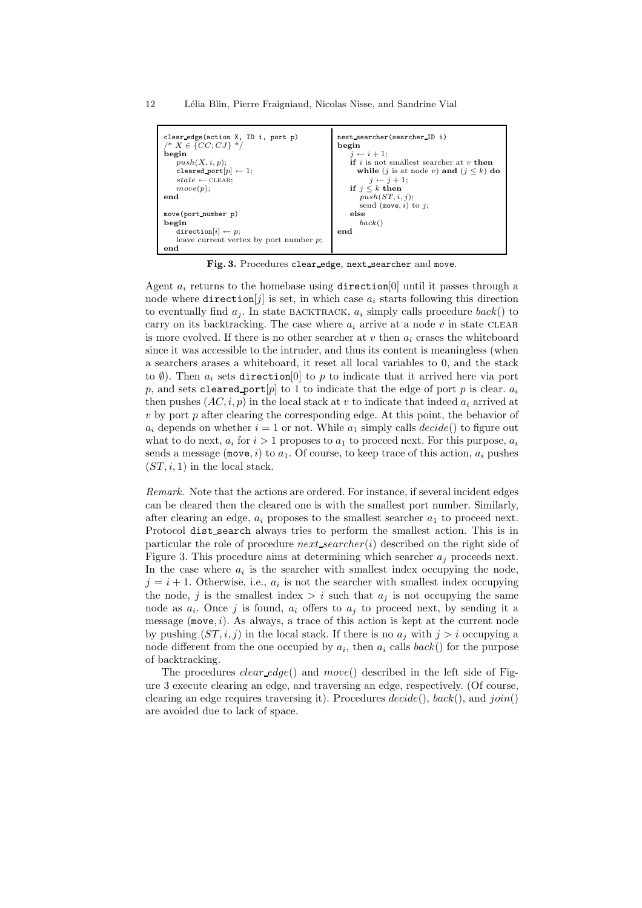```
clear_edge(action X, ID i, port p)
/* X ∈ {CC; CJ} */
begin
    push(X, i, p);
    cleared_port[p] ← 1;
    state ← CLEAR;
    move(p);
end

move(port_number p)
begin
    direction[i] ← p;
    leave current vertex by port number p;
end
```

```
next_searcher(searcher_ID i)
begin
    j ← i + 1;
    if i is not smallest searcher at v then
        while (j is at node v) and (j ≤ k) do
            j ← j + 1;
    if j ≤ k then
        push(ST, i, j);
        send (move, i) to j;
    else
        back()
end
```

**Fig. 3.** Procedures clear_edge, next_searcher and move.

Agent $a_i$ returns to the homebase using direction[0] until it passes through a node where direction[$j$] is set, in which case $a_i$ starts following this direction to eventually find $a_j$. In state BACKTRACK, $a_i$ simply calls procedure *back*() to carry on its backtracking. The case where $a_i$ arrive at a node $v$ in state CLEAR is more evolved. If there is no other searcher at $v$ then $a_i$ erases the whiteboard since it was accessible to the intruder, and thus its content is meaningless (when a searchers arases a whiteboard, it reset all local variables to 0, and the stack to $\emptyset$). Then $a_i$ sets direction[0] to $p$ to indicate that it arrived here via port $p$, and sets cleared_port[$p$] to 1 to indicate that the edge of port $p$ is clear. $a_i$ then pushes $(AC, i, p)$ in the local stack at $v$ to indicate that indeed $a_i$ arrived at $v$ by port $p$ after clearing the corresponding edge. At this point, the behavior of $a_i$ depends on whether $i = 1$ or not. While $a_1$ simply calls *decide*() to figure out what to do next, $a_i$ for $i > 1$ proposes to $a_1$ to proceed next. For this purpose, $a_i$ sends a message (move, $i$) to $a_1$. Of course, to keep trace of this action, $a_i$ pushes $(ST, i, 1)$ in the local stack.

*Remark.* Note that the actions are ordered. For instance, if several incident edges can be cleared then the cleared one is with the smallest port number. Similarly, after clearing an edge, $a_i$ proposes to the smallest searcher $a_1$ to proceed next. Protocol dist_search always tries to perform the smallest action. This is in particular the role of procedure *next_searcher*($i$) described on the right side of Figure 3. This procedure aims at determining which searcher $a_j$ proceeds next. In the case where $a_i$ is the searcher with smallest index occupying the node, $j = i + 1$. Otherwise, i.e., $a_i$ is not the searcher with smallest index occupying the node, $j$ is the smallest index $> i$ such that $a_j$ is not occupying the same node as $a_i$. Once $j$ is found, $a_i$ offers to $a_j$ to proceed next, by sending it a message (move, $i$). As always, a trace of this action is kept at the current node by pushing $(ST, i, j)$ in the local stack. If there is no $a_j$ with $j > i$ occupying a node different from the one occupied by $a_i$, then $a_i$ calls *back*() for the purpose of backtracking.

The procedures *clear_edge*() and *move*() described in the left side of Figure 3 execute clearing an edge, and traversing an edge, respectively. (Of course, clearing an edge requires traversing it). Procedures *decide*(), *back*(), and *join*() are avoided due to lack of space.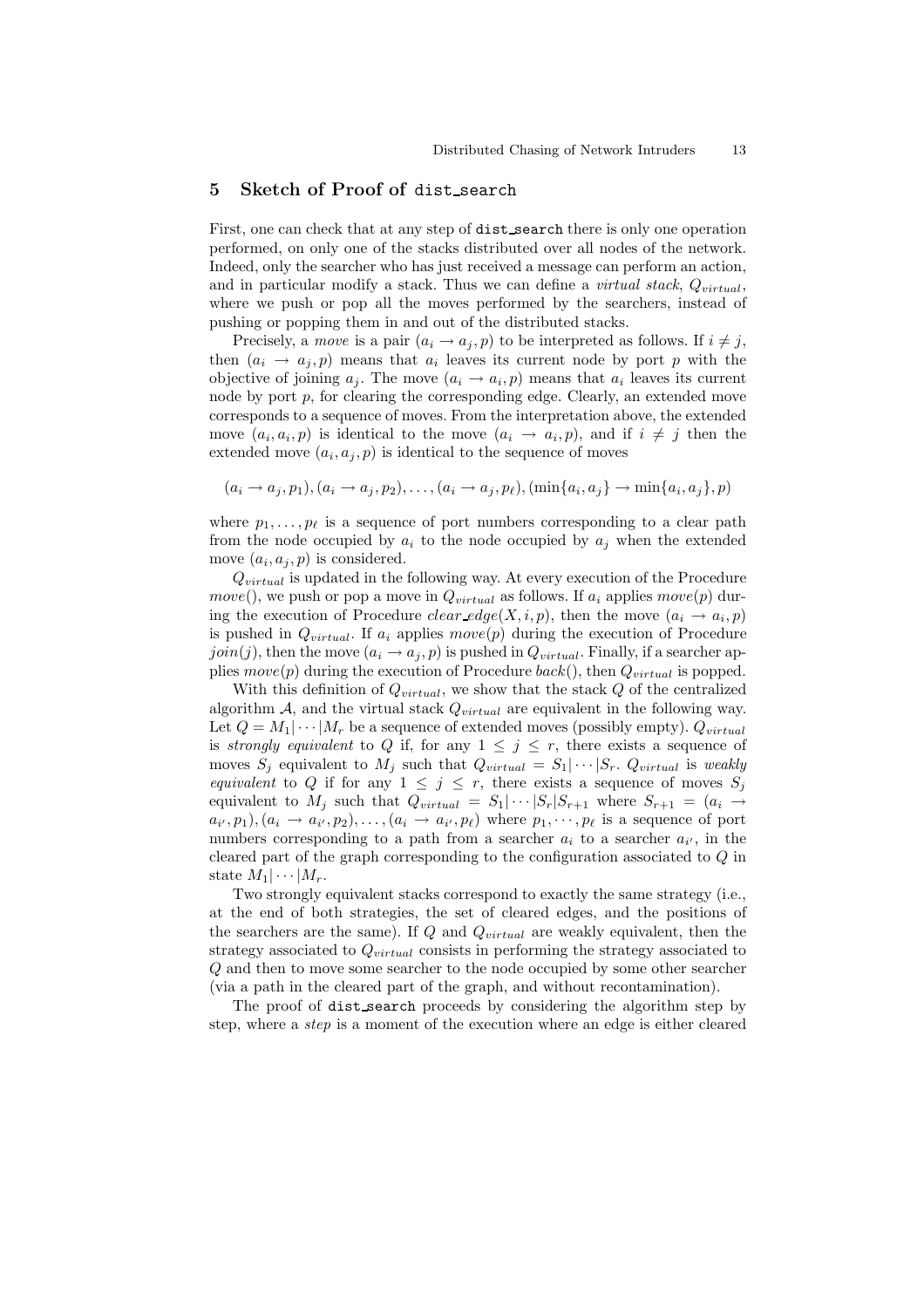## 5 Sketch of Proof of `dist_search`

First, one can check that at any step of `dist_search` there is only one operation performed, on only one of the stacks distributed over all nodes of the network. Indeed, only the searcher who has just received a message can perform an action, and in particular modify a stack. Thus we can define a *virtual stack*, $Q_{virtual}$, where we push or pop all the moves performed by the searchers, instead of pushing or popping them in and out of the distributed stacks.

Precisely, a *move* is a pair $(a_i \to a_j, p)$ to be interpreted as follows. If $i \neq j$, then $(a_i \to a_j, p)$ means that $a_i$ leaves its current node by port $p$ with the objective of joining $a_j$. The move $(a_i \to a_i, p)$ means that $a_i$ leaves its current node by port $p$, for clearing the corresponding edge. Clearly, an extended move corresponds to a sequence of moves. From the interpretation above, the extended move $(a_i, a_i, p)$ is identical to the move $(a_i \to a_i, p)$, and if $i \neq j$ then the extended move $(a_i, a_j, p)$ is identical to the sequence of moves

$$(a_i \to a_j, p_1), (a_i \to a_j, p_2), \ldots, (a_i \to a_j, p_\ell), (\min\{a_i, a_j\} \to \min\{a_i, a_j\}, p)$$

where $p_1, \ldots, p_\ell$ is a sequence of port numbers corresponding to a clear path from the node occupied by $a_i$ to the node occupied by $a_j$ when the extended move $(a_i, a_j, p)$ is considered.

$Q_{virtual}$ is updated in the following way. At every execution of the Procedure $move()$, we push or pop a move in $Q_{virtual}$ as follows. If $a_i$ applies $move(p)$ during the execution of Procedure $clear\_edge(X, i, p)$, then the move $(a_i \to a_i, p)$ is pushed in $Q_{virtual}$. If $a_i$ applies $move(p)$ during the execution of Procedure $join(j)$, then the move $(a_i \to a_j, p)$ is pushed in $Q_{virtual}$. Finally, if a searcher applies $move(p)$ during the execution of Procedure $back()$, then $Q_{virtual}$ is popped.

With this definition of $Q_{virtual}$, we show that the stack $Q$ of the centralized algorithm $\mathcal{A}$, and the virtual stack $Q_{virtual}$ are equivalent in the following way. Let $Q = M_1|\cdots|M_r$ be a sequence of extended moves (possibly empty). $Q_{virtual}$ is *strongly equivalent* to $Q$ if, for any $1 \leq j \leq r$, there exists a sequence of moves $S_j$ equivalent to $M_j$ such that $Q_{virtual} = S_1|\cdots|S_r$. $Q_{virtual}$ is *weakly equivalent* to $Q$ if for any $1 \leq j \leq r$, there exists a sequence of moves $S_j$ equivalent to $M_j$ such that $Q_{virtual} = S_1|\cdots|S_r|S_{r+1}$ where $S_{r+1} = (a_i \to a_{i'}, p_1), (a_i \to a_{i'}, p_2), \ldots, (a_i \to a_{i'}, p_\ell)$ where $p_1, \cdots, p_\ell$ is a sequence of port numbers corresponding to a path from a searcher $a_i$ to a searcher $a_{i'}$, in the cleared part of the graph corresponding to the configuration associated to $Q$ in state $M_1|\cdots|M_r$.

Two strongly equivalent stacks correspond to exactly the same strategy (i.e., at the end of both strategies, the set of cleared edges, and the positions of the searchers are the same). If $Q$ and $Q_{virtual}$ are weakly equivalent, then the strategy associated to $Q_{virtual}$ consists in performing the strategy associated to $Q$ and then to move some searcher to the node occupied by some other searcher (via a path in the cleared part of the graph, and without recontamination).

The proof of `dist_search` proceeds by considering the algorithm step by step, where a *step* is a moment of the execution where an edge is either cleared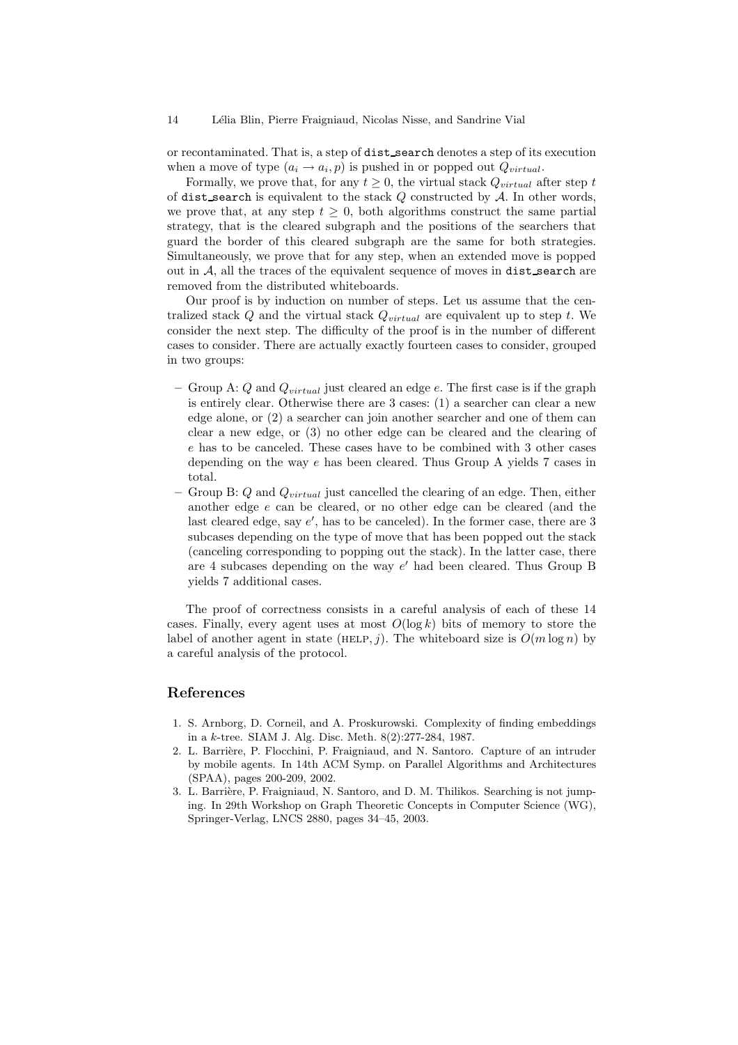or recontaminated. That is, a step of `dist_search` denotes a step of its execution when a move of type $(a_i \rightarrow a_i, p)$ is pushed in or popped out $Q_{virtual}$.

Formally, we prove that, for any $t \geq 0$, the virtual stack $Q_{virtual}$ after step $t$ of `dist_search` is equivalent to the stack $Q$ constructed by $\mathcal{A}$. In other words, we prove that, at any step $t \geq 0$, both algorithms construct the same partial strategy, that is the cleared subgraph and the positions of the searchers that guard the border of this cleared subgraph are the same for both strategies. Simultaneously, we prove that for any step, when an extended move is popped out in $\mathcal{A}$, all the traces of the equivalent sequence of moves in `dist_search` are removed from the distributed whiteboards.

Our proof is by induction on number of steps. Let us assume that the centralized stack $Q$ and the virtual stack $Q_{virtual}$ are equivalent up to step $t$. We consider the next step. The difficulty of the proof is in the number of different cases to consider. There are actually exactly fourteen cases to consider, grouped in two groups:

- Group A: $Q$ and $Q_{virtual}$ just cleared an edge $e$. The first case is if the graph is entirely clear. Otherwise there are 3 cases: (1) a searcher can clear a new edge alone, or (2) a searcher can join another searcher and one of them can clear a new edge, or (3) no other edge can be cleared and the clearing of $e$ has to be canceled. These cases have to be combined with 3 other cases depending on the way $e$ has been cleared. Thus Group A yields 7 cases in total.
- Group B: $Q$ and $Q_{virtual}$ just cancelled the clearing of an edge. Then, either another edge $e$ can be cleared, or no other edge can be cleared (and the last cleared edge, say $e'$, has to be canceled). In the former case, there are 3 subcases depending on the type of move that has been popped out the stack (canceling corresponding to popping out the stack). In the latter case, there are 4 subcases depending on the way $e'$ had been cleared. Thus Group B yields 7 additional cases.

The proof of correctness consists in a careful analysis of each of these 14 cases. Finally, every agent uses at most $O(\log k)$ bits of memory to store the label of another agent in state (HELP, $j$). The whiteboard size is $O(m \log n)$ by a careful analysis of the protocol.

## References

1. S. Arnborg, D. Corneil, and A. Proskurowski. Complexity of finding embeddings in a $k$-tree. SIAM J. Alg. Disc. Meth. 8(2):277-284, 1987.
2. L. Barrière, P. Flocchini, P. Fraigniaud, and N. Santoro. Capture of an intruder by mobile agents. In 14th ACM Symp. on Parallel Algorithms and Architectures (SPAA), pages 200-209, 2002.
3. L. Barrière, P. Fraigniaud, N. Santoro, and D. M. Thilikos. Searching is not jumping. In 29th Workshop on Graph Theoretic Concepts in Computer Science (WG), Springer-Verlag, LNCS 2880, pages 34–45, 2003.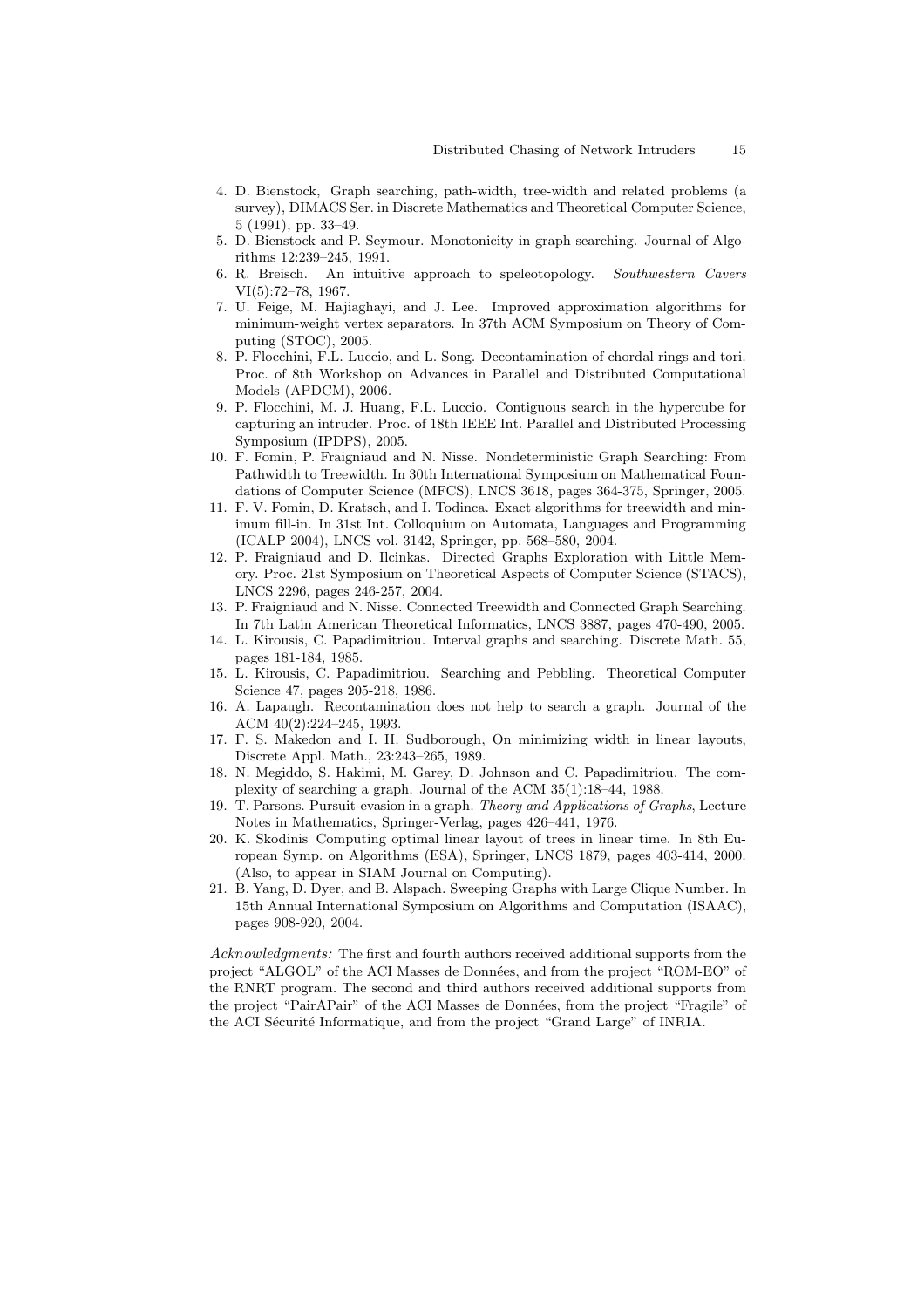4. D. Bienstock, Graph searching, path-width, tree-width and related problems (a survey), DIMACS Ser. in Discrete Mathematics and Theoretical Computer Science, 5 (1991), pp. 33–49.
5. D. Bienstock and P. Seymour. Monotonicity in graph searching. Journal of Algorithms 12:239–245, 1991.
6. R. Breisch. An intuitive approach to speleotopology. *Southwestern Cavers* VI(5):72–78, 1967.
7. U. Feige, M. Hajiaghayi, and J. Lee. Improved approximation algorithms for minimum-weight vertex separators. In 37th ACM Symposium on Theory of Computing (STOC), 2005.
8. P. Flocchini, F.L. Luccio, and L. Song. Decontamination of chordal rings and tori. Proc. of 8th Workshop on Advances in Parallel and Distributed Computational Models (APDCM), 2006.
9. P. Flocchini, M. J. Huang, F.L. Luccio. Contiguous search in the hypercube for capturing an intruder. Proc. of 18th IEEE Int. Parallel and Distributed Processing Symposium (IPDPS), 2005.
10. F. Fomin, P. Fraigniaud and N. Nisse. Nondeterministic Graph Searching: From Pathwidth to Treewidth. In 30th International Symposium on Mathematical Foundations of Computer Science (MFCS), LNCS 3618, pages 364-375, Springer, 2005.
11. F. V. Fomin, D. Kratsch, and I. Todinca. Exact algorithms for treewidth and minimum fill-in. In 31st Int. Colloquium on Automata, Languages and Programming (ICALP 2004), LNCS vol. 3142, Springer, pp. 568–580, 2004.
12. P. Fraigniaud and D. Ilcinkas. Directed Graphs Exploration with Little Memory. Proc. 21st Symposium on Theoretical Aspects of Computer Science (STACS), LNCS 2296, pages 246-257, 2004.
13. P. Fraigniaud and N. Nisse. Connected Treewidth and Connected Graph Searching. In 7th Latin American Theoretical Informatics, LNCS 3887, pages 470-490, 2005.
14. L. Kirousis, C. Papadimitriou. Interval graphs and searching. Discrete Math. 55, pages 181-184, 1985.
15. L. Kirousis, C. Papadimitriou. Searching and Pebbling. Theoretical Computer Science 47, pages 205-218, 1986.
16. A. Lapaugh. Recontamination does not help to search a graph. Journal of the ACM 40(2):224–245, 1993.
17. F. S. Makedon and I. H. Sudborough, On minimizing width in linear layouts, Discrete Appl. Math., 23:243–265, 1989.
18. N. Megiddo, S. Hakimi, M. Garey, D. Johnson and C. Papadimitriou. The complexity of searching a graph. Journal of the ACM 35(1):18–44, 1988.
19. T. Parsons. Pursuit-evasion in a graph. *Theory and Applications of Graphs*, Lecture Notes in Mathematics, Springer-Verlag, pages 426–441, 1976.
20. K. Skodinis Computing optimal linear layout of trees in linear time. In 8th European Symp. on Algorithms (ESA), Springer, LNCS 1879, pages 403-414, 2000. (Also, to appear in SIAM Journal on Computing).
21. B. Yang, D. Dyer, and B. Alspach. Sweeping Graphs with Large Clique Number. In 15th Annual International Symposium on Algorithms and Computation (ISAAC), pages 908-920, 2004.

*Acknowledgments:* The first and fourth authors received additional supports from the project "ALGOL" of the ACI Masses de Données, and from the project "ROM-EO" of the RNRT program. The second and third authors received additional supports from the project "PairAPair" of the ACI Masses de Données, from the project "Fragile" of the ACI Sécurité Informatique, and from the project "Grand Large" of INRIA.